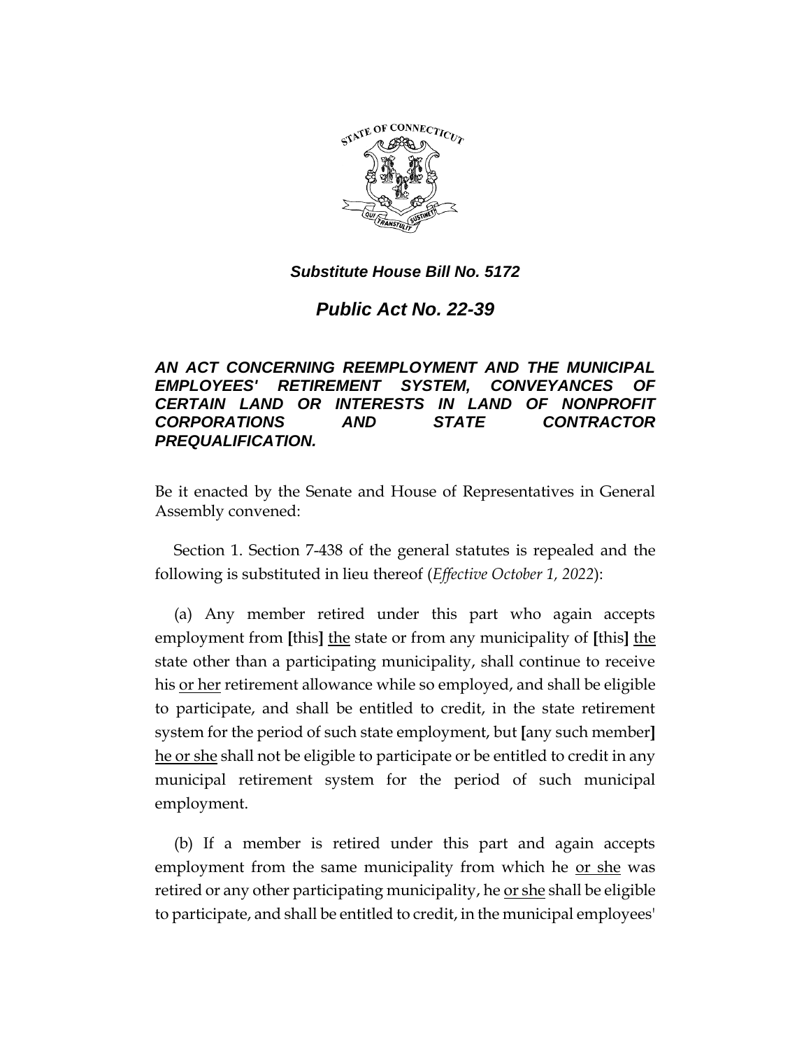*Substitute House Bill No. 5172*

# *Public Act No. 22-39*

## *AN ACT CONCERNING REEMPLOYMENT AND THE MUNICIPAL EMPLOYEES' RETIREMENT SYSTEM, CONVEYANCES OF CERTAIN LAND OR INTERESTS IN LAND OF NONPROFIT CORPORATIONS AND STATE CONTRACTOR PREQUALIFICATION.*

Be it enacted by the Senate and House of Representatives in General Assembly convened:

Section 1. Section 7-438 of the general statutes is repealed and the following is substituted in lieu thereof (*Effective October 1, 2022*):

(a) Any member retired under this part who again accepts employment from **[**this**]** <u>the</u> state or from any municipality of **[**this**]** <u>the</u> state other than a participating municipality, shall continue to receive his <u>or her</u> retirement allowance while so employed, and shall be eligible to participate, and shall be entitled to credit, in the state retirement system for the period of such state employment, but **[**any such member**]** <u>he or she</u> shall not be eligible to participate or be entitled to credit in any municipal retirement system for the period of such municipal employment.

(b) If a member is retired under this part and again accepts employment from the same municipality from which he <u>or she</u> was retired or any other participating municipality, he <u>or she</u> shall be eligible to participate, and shall be entitled to credit, in the municipal employees'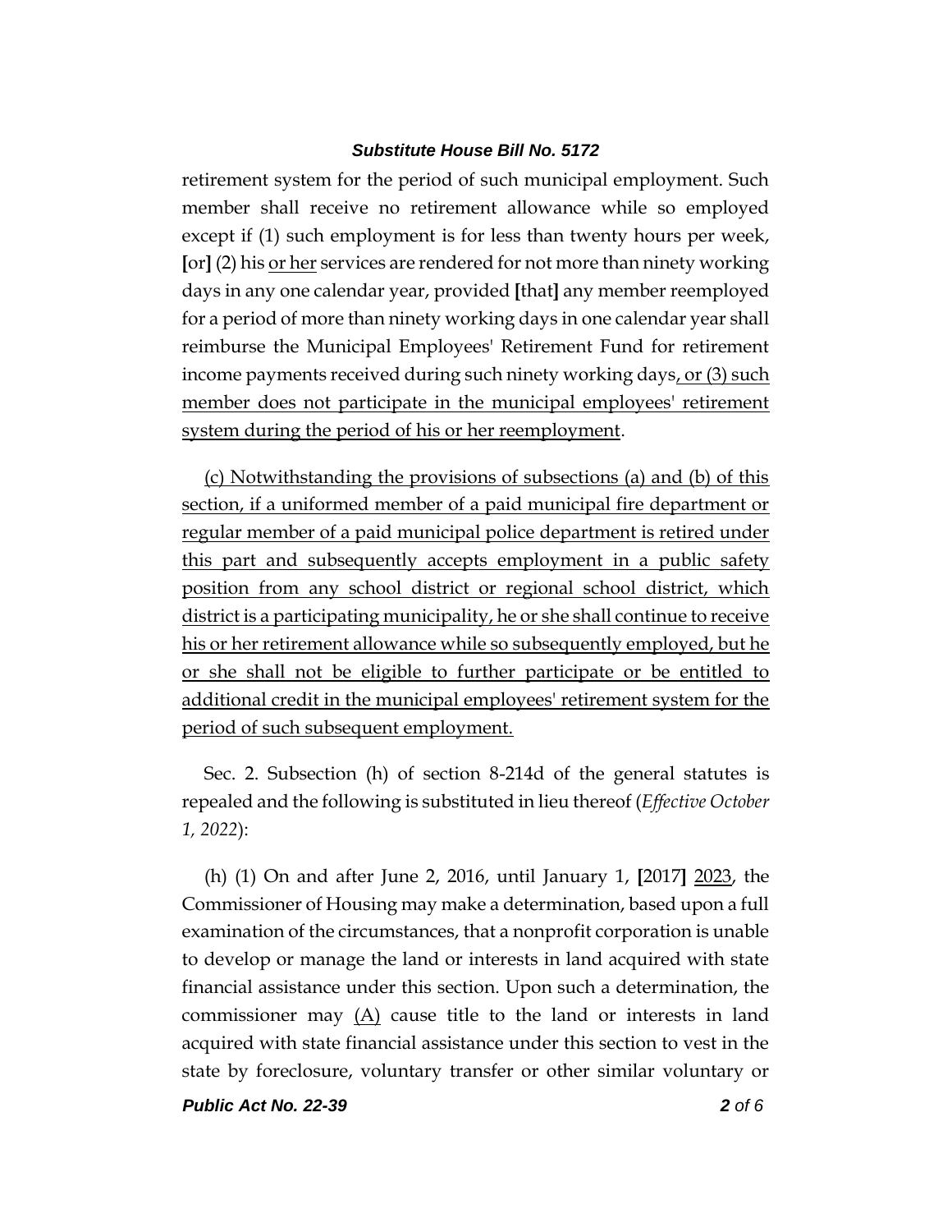retirement system for the period of such municipal employment. Such member shall receive no retirement allowance while so employed except if (1) such employment is for less than twenty hours per week, [or] (2) his or her services are rendered for not more than ninety working days in any one calendar year, provided [that] any member reemployed for a period of more than ninety working days in one calendar year shall reimburse the Municipal Employees' Retirement Fund for retirement income payments received during such ninety working days, or (3) such member does not participate in the municipal employees' retirement system during the period of his or her reemployment.

(c) Notwithstanding the provisions of subsections (a) and (b) of this section, if a uniformed member of a paid municipal fire department or regular member of a paid municipal police department is retired under this part and subsequently accepts employment in a public safety position from any school district or regional school district, which district is a participating municipality, he or she shall continue to receive his or her retirement allowance while so subsequently employed, but he or she shall not be eligible to further participate or be entitled to additional credit in the municipal employees' retirement system for the period of such subsequent employment.

Sec. 2. Subsection (h) of section 8-214d of the general statutes is repealed and the following is substituted in lieu thereof (*Effective October 1, 2022*):

(h) (1) On and after June 2, 2016, until January 1, [2017] 2023, the Commissioner of Housing may make a determination, based upon a full examination of the circumstances, that a nonprofit corporation is unable to develop or manage the land or interests in land acquired with state financial assistance under this section. Upon such a determination, the commissioner may (A) cause title to the land or interests in land acquired with state financial assistance under this section to vest in the state by foreclosure, voluntary transfer or other similar voluntary or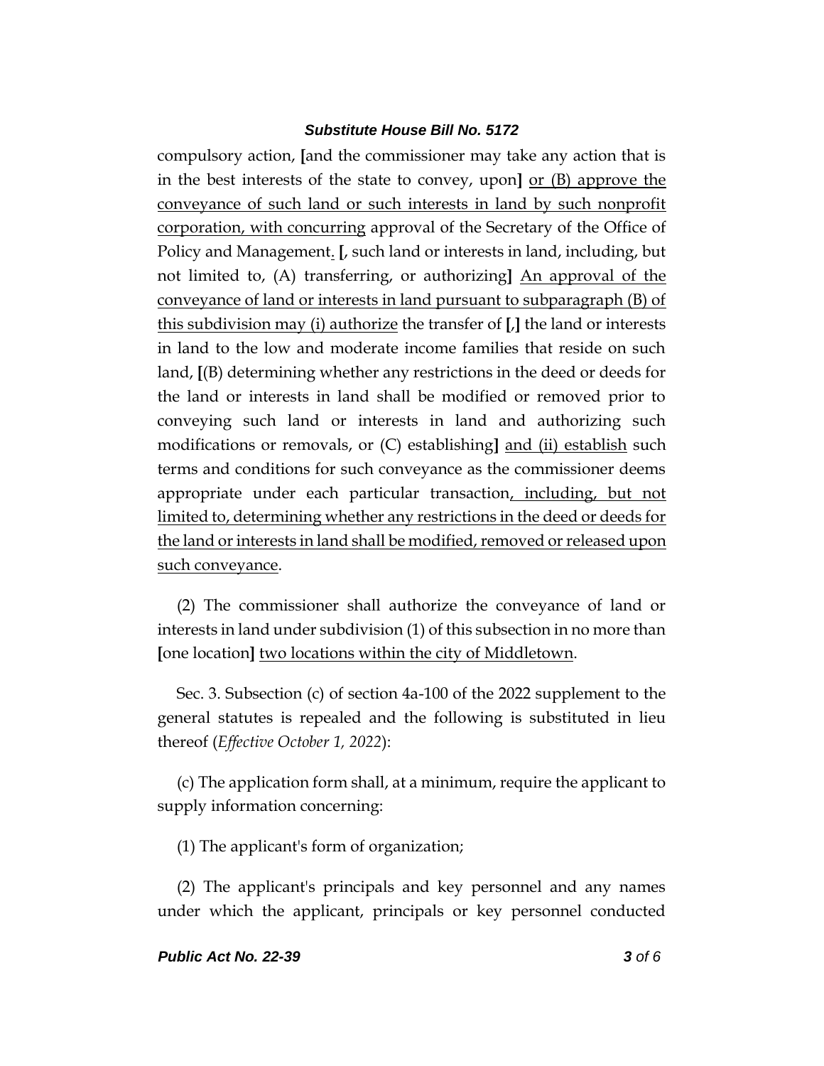compulsory action, **[**and the commissioner may take any action that is in the best interests of the state to convey, upon**]** <u>or (B) approve the conveyance of such land or such interests in land by such nonprofit corporation, with concurring</u> approval of the Secretary of the Office of Policy and Management<u>.</u> **[**, such land or interests in land, including, but not limited to, (A) transferring, or authorizing**]** <u>An approval of the conveyance of land or interests in land pursuant to subparagraph (B) of this subdivision may (i) authorize</u> the transfer of **[**,**]** the land or interests in land to the low and moderate income families that reside on such land, **[**(B) determining whether any restrictions in the deed or deeds for the land or interests in land shall be modified or removed prior to conveying such land or interests in land and authorizing such modifications or removals, or (C) establishing**]** <u>and (ii) establish</u> such terms and conditions for such conveyance as the commissioner deems appropriate under each particular transaction<u>, including, but not limited to, determining whether any restrictions in the deed or deeds for the land or interests in land shall be modified, removed or released upon such conveyance</u>.

(2) The commissioner shall authorize the conveyance of land or interests in land under subdivision (1) of this subsection in no more than **[**one location**]** <u>two locations within the city of Middletown</u>.

Sec. 3. Subsection (c) of section 4a-100 of the 2022 supplement to the general statutes is repealed and the following is substituted in lieu thereof (*Effective October 1, 2022*):

(c) The application form shall, at a minimum, require the applicant to supply information concerning:

(1) The applicant's form of organization;

(2) The applicant's principals and key personnel and any names under which the applicant, principals or key personnel conducted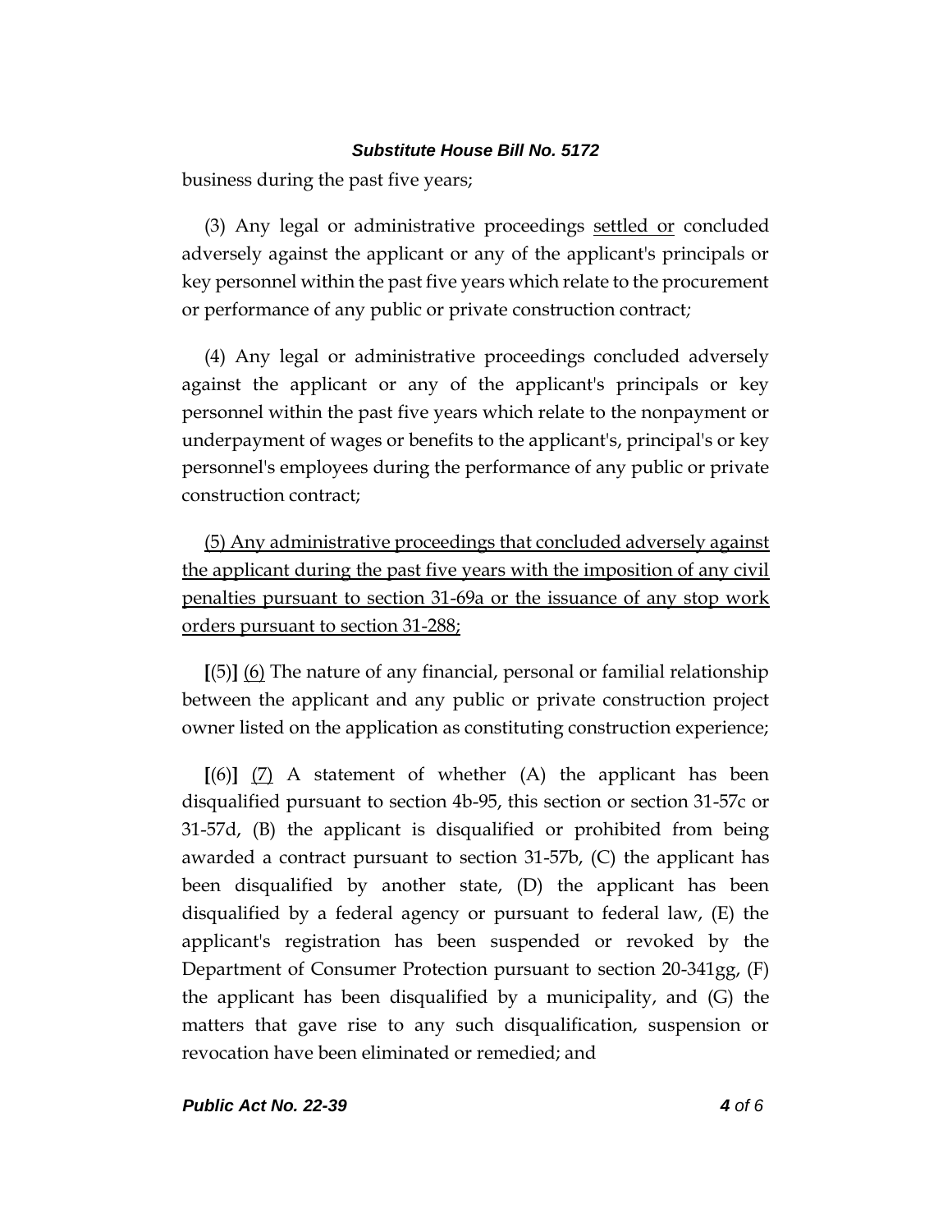business during the past five years;

(3) Any legal or administrative proceedings <u>settled or</u> concluded adversely against the applicant or any of the applicant's principals or key personnel within the past five years which relate to the procurement or performance of any public or private construction contract;

(4) Any legal or administrative proceedings concluded adversely against the applicant or any of the applicant's principals or key personnel within the past five years which relate to the nonpayment or underpayment of wages or benefits to the applicant's, principal's or key personnel's employees during the performance of any public or private construction contract;

<u>(5) Any administrative proceedings that concluded adversely against the applicant during the past five years with the imposition of any civil penalties pursuant to section 31-69a or the issuance of any stop work orders pursuant to section 31-288;</u>

**[**(5)**]** <u>(6)</u> The nature of any financial, personal or familial relationship between the applicant and any public or private construction project owner listed on the application as constituting construction experience;

**[**(6)**]** <u>(7)</u> A statement of whether (A) the applicant has been disqualified pursuant to section 4b-95, this section or section 31-57c or 31-57d, (B) the applicant is disqualified or prohibited from being awarded a contract pursuant to section 31-57b, (C) the applicant has been disqualified by another state, (D) the applicant has been disqualified by a federal agency or pursuant to federal law, (E) the applicant's registration has been suspended or revoked by the Department of Consumer Protection pursuant to section 20-341gg, (F) the applicant has been disqualified by a municipality, and (G) the matters that gave rise to any such disqualification, suspension or revocation have been eliminated or remedied; and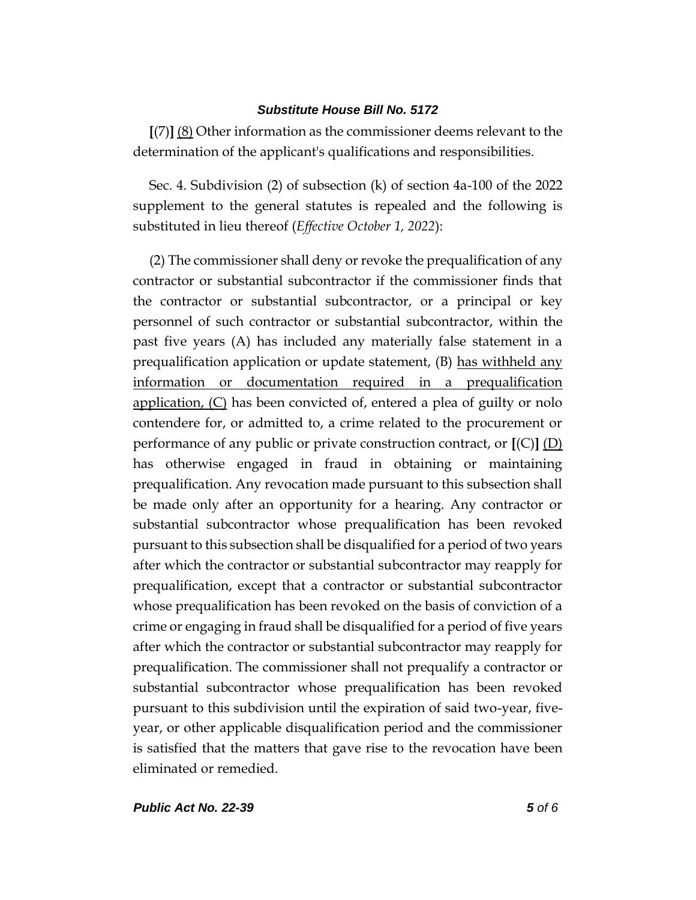[(7)] <u>(8)</u> Other information as the commissioner deems relevant to the determination of the applicant's qualifications and responsibilities.

Sec. 4. Subdivision (2) of subsection (k) of section 4a-100 of the 2022 supplement to the general statutes is repealed and the following is substituted in lieu thereof (*Effective October 1, 2022*):

(2) The commissioner shall deny or revoke the prequalification of any contractor or substantial subcontractor if the commissioner finds that the contractor or substantial subcontractor, or a principal or key personnel of such contractor or substantial subcontractor, within the past five years (A) has included any materially false statement in a prequalification application or update statement, (B) <u>has withheld any information or documentation required in a prequalification application, (C)</u> has been convicted of, entered a plea of guilty or nolo contendere for, or admitted to, a crime related to the procurement or performance of any public or private construction contract, or [(C)] <u>(D)</u> has otherwise engaged in fraud in obtaining or maintaining prequalification. Any revocation made pursuant to this subsection shall be made only after an opportunity for a hearing. Any contractor or substantial subcontractor whose prequalification has been revoked pursuant to this subsection shall be disqualified for a period of two years after which the contractor or substantial subcontractor may reapply for prequalification, except that a contractor or substantial subcontractor whose prequalification has been revoked on the basis of conviction of a crime or engaging in fraud shall be disqualified for a period of five years after which the contractor or substantial subcontractor may reapply for prequalification. The commissioner shall not prequalify a contractor or substantial subcontractor whose prequalification has been revoked pursuant to this subdivision until the expiration of said two-year, five-year, or other applicable disqualification period and the commissioner is satisfied that the matters that gave rise to the revocation have been eliminated or remedied.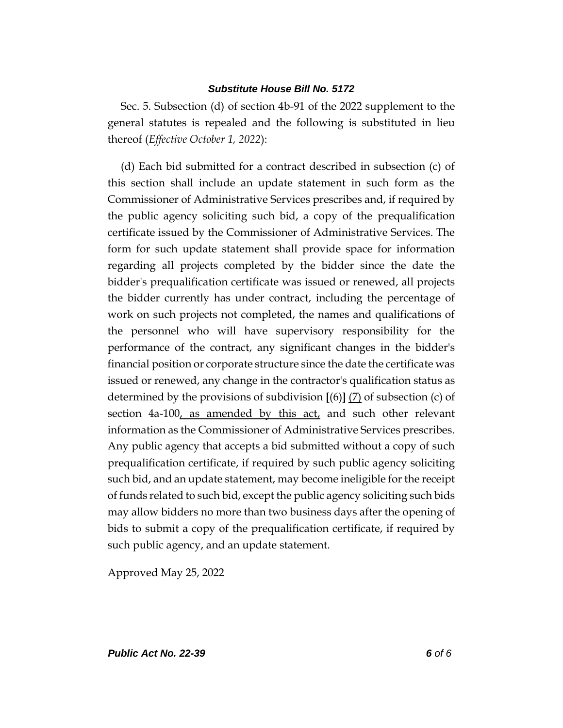Sec. 5. Subsection (d) of section 4b-91 of the 2022 supplement to the general statutes is repealed and the following is substituted in lieu thereof (*Effective October 1, 2022*):

(d) Each bid submitted for a contract described in subsection (c) of this section shall include an update statement in such form as the Commissioner of Administrative Services prescribes and, if required by the public agency soliciting such bid, a copy of the prequalification certificate issued by the Commissioner of Administrative Services. The form for such update statement shall provide space for information regarding all projects completed by the bidder since the date the bidder's prequalification certificate was issued or renewed, all projects the bidder currently has under contract, including the percentage of work on such projects not completed, the names and qualifications of the personnel who will have supervisory responsibility for the performance of the contract, any significant changes in the bidder's financial position or corporate structure since the date the certificate was issued or renewed, any change in the contractor's qualification status as determined by the provisions of subdivision **[**(6)**]** <u>(7)</u> of subsection (c) of section 4a-100<u>, as amended by this act,</u> and such other relevant information as the Commissioner of Administrative Services prescribes. Any public agency that accepts a bid submitted without a copy of such prequalification certificate, if required by such public agency soliciting such bid, and an update statement, may become ineligible for the receipt of funds related to such bid, except the public agency soliciting such bids may allow bidders no more than two business days after the opening of bids to submit a copy of the prequalification certificate, if required by such public agency, and an update statement.

Approved May 25, 2022